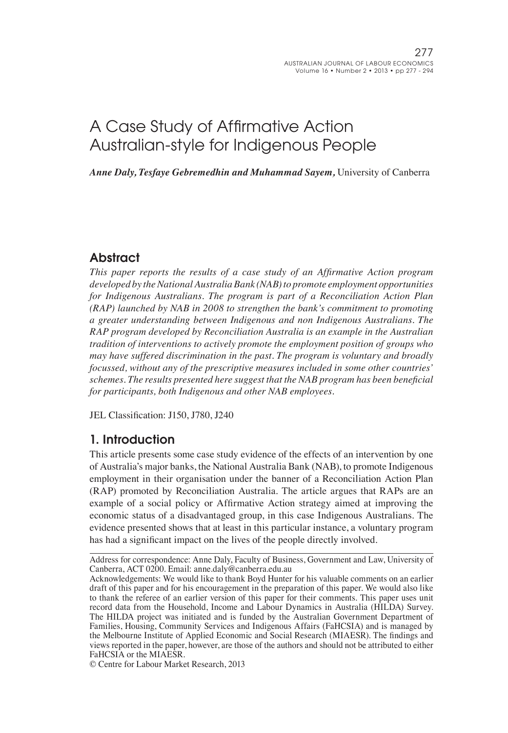# A Case Study of Affirmative Action Australian-style for Indigenous People

***Anne Daly, Tesfaye Gebremedhin and Muhammad Sayem,*** University of Canberra

## Abstract

*This paper reports the results of a case study of an Affirmative Action program developed by the National Australia Bank (NAB) to promote employment opportunities for Indigenous Australians. The program is part of a Reconciliation Action Plan (RAP) launched by NAB in 2008 to strengthen the bank's commitment to promoting a greater understanding between Indigenous and non Indigenous Australians. The RAP program developed by Reconciliation Australia is an example in the Australian tradition of interventions to actively promote the employment position of groups who may have suffered discrimination in the past. The program is voluntary and broadly focussed, without any of the prescriptive measures included in some other countries' schemes. The results presented here suggest that the NAB program has been beneficial for participants, both Indigenous and other NAB employees.*

JEL Classification: J150, J780, J240

## 1. Introduction

This article presents some case study evidence of the effects of an intervention by one of Australia's major banks, the National Australia Bank (NAB), to promote Indigenous employment in their organisation under the banner of a Reconciliation Action Plan (RAP) promoted by Reconciliation Australia. The article argues that RAPs are an example of a social policy or Affirmative Action strategy aimed at improving the economic status of a disadvantaged group, in this case Indigenous Australians. The evidence presented shows that at least in this particular instance, a voluntary program has had a significant impact on the lives of the people directly involved.

---

Address for correspondence: Anne Daly, Faculty of Business, Government and Law, University of Canberra, ACT 0200. Email: anne.daly@canberra.edu.au

Acknowledgements: We would like to thank Boyd Hunter for his valuable comments on an earlier draft of this paper and for his encouragement in the preparation of this paper. We would also like to thank the referee of an earlier version of this paper for their comments. This paper uses unit record data from the Household, Income and Labour Dynamics in Australia (HILDA) Survey. The HILDA project was initiated and is funded by the Australian Government Department of Families, Housing, Community Services and Indigenous Affairs (FaHCSIA) and is managed by the Melbourne Institute of Applied Economic and Social Research (MIAESR). The findings and views reported in the paper, however, are those of the authors and should not be attributed to either FaHCSIA or the MIAESR.

© Centre for Labour Market Research, 2013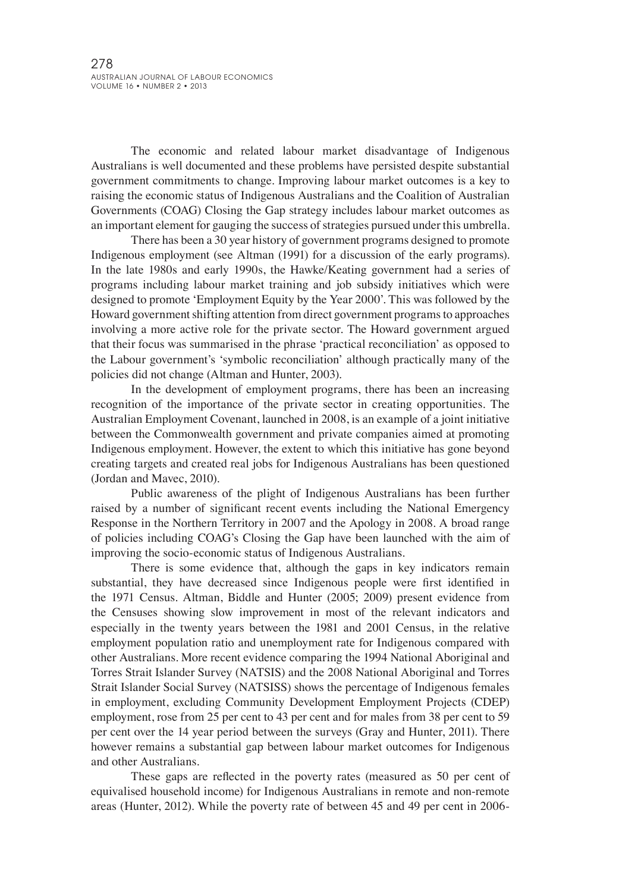The economic and related labour market disadvantage of Indigenous Australians is well documented and these problems have persisted despite substantial government commitments to change. Improving labour market outcomes is a key to raising the economic status of Indigenous Australians and the Coalition of Australian Governments (COAG) Closing the Gap strategy includes labour market outcomes as an important element for gauging the success of strategies pursued under this umbrella.

There has been a 30 year history of government programs designed to promote Indigenous employment (see Altman (1991) for a discussion of the early programs). In the late 1980s and early 1990s, the Hawke/Keating government had a series of programs including labour market training and job subsidy initiatives which were designed to promote 'Employment Equity by the Year 2000'. This was followed by the Howard government shifting attention from direct government programs to approaches involving a more active role for the private sector. The Howard government argued that their focus was summarised in the phrase 'practical reconciliation' as opposed to the Labour government's 'symbolic reconciliation' although practically many of the policies did not change (Altman and Hunter, 2003).

In the development of employment programs, there has been an increasing recognition of the importance of the private sector in creating opportunities. The Australian Employment Covenant, launched in 2008, is an example of a joint initiative between the Commonwealth government and private companies aimed at promoting Indigenous employment. However, the extent to which this initiative has gone beyond creating targets and created real jobs for Indigenous Australians has been questioned (Jordan and Mavec, 2010).

Public awareness of the plight of Indigenous Australians has been further raised by a number of significant recent events including the National Emergency Response in the Northern Territory in 2007 and the Apology in 2008. A broad range of policies including COAG's Closing the Gap have been launched with the aim of improving the socio-economic status of Indigenous Australians.

There is some evidence that, although the gaps in key indicators remain substantial, they have decreased since Indigenous people were first identified in the 1971 Census. Altman, Biddle and Hunter (2005; 2009) present evidence from the Censuses showing slow improvement in most of the relevant indicators and especially in the twenty years between the 1981 and 2001 Census, in the relative employment population ratio and unemployment rate for Indigenous compared with other Australians. More recent evidence comparing the 1994 National Aboriginal and Torres Strait Islander Survey (NATSIS) and the 2008 National Aboriginal and Torres Strait Islander Social Survey (NATSISS) shows the percentage of Indigenous females in employment, excluding Community Development Employment Projects (CDEP) employment, rose from 25 per cent to 43 per cent and for males from 38 per cent to 59 per cent over the 14 year period between the surveys (Gray and Hunter, 2011). There however remains a substantial gap between labour market outcomes for Indigenous and other Australians.

These gaps are reflected in the poverty rates (measured as 50 per cent of equivalised household income) for Indigenous Australians in remote and non-remote areas (Hunter, 2012). While the poverty rate of between 45 and 49 per cent in 2006-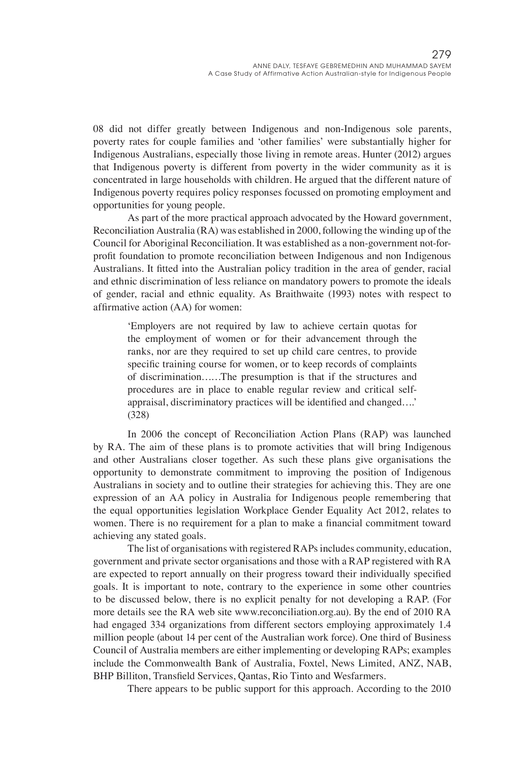08 did not differ greatly between Indigenous and non-Indigenous sole parents, poverty rates for couple families and 'other families' were substantially higher for Indigenous Australians, especially those living in remote areas. Hunter (2012) argues that Indigenous poverty is different from poverty in the wider community as it is concentrated in large households with children. He argued that the different nature of Indigenous poverty requires policy responses focussed on promoting employment and opportunities for young people.

As part of the more practical approach advocated by the Howard government, Reconciliation Australia (RA) was established in 2000, following the winding up of the Council for Aboriginal Reconciliation. It was established as a non-government not-for-profit foundation to promote reconciliation between Indigenous and non Indigenous Australians. It fitted into the Australian policy tradition in the area of gender, racial and ethnic discrimination of less reliance on mandatory powers to promote the ideals of gender, racial and ethnic equality. As Braithwaite (1993) notes with respect to affirmative action (AA) for women:

> 'Employers are not required by law to achieve certain quotas for the employment of women or for their advancement through the ranks, nor are they required to set up child care centres, to provide specific training course for women, or to keep records of complaints of discrimination……The presumption is that if the structures and procedures are in place to enable regular review and critical self-appraisal, discriminatory practices will be identified and changed….' (328)

In 2006 the concept of Reconciliation Action Plans (RAP) was launched by RA. The aim of these plans is to promote activities that will bring Indigenous and other Australians closer together. As such these plans give organisations the opportunity to demonstrate commitment to improving the position of Indigenous Australians in society and to outline their strategies for achieving this. They are one expression of an AA policy in Australia for Indigenous people remembering that the equal opportunities legislation Workplace Gender Equality Act 2012, relates to women. There is no requirement for a plan to make a financial commitment toward achieving any stated goals.

The list of organisations with registered RAPs includes community, education, government and private sector organisations and those with a RAP registered with RA are expected to report annually on their progress toward their individually specified goals. It is important to note, contrary to the experience in some other countries to be discussed below, there is no explicit penalty for not developing a RAP. (For more details see the RA web site www.reconciliation.org.au). By the end of 2010 RA had engaged 334 organizations from different sectors employing approximately 1.4 million people (about 14 per cent of the Australian work force). One third of Business Council of Australia members are either implementing or developing RAPs; examples include the Commonwealth Bank of Australia, Foxtel, News Limited, ANZ, NAB, BHP Billiton, Transfield Services, Qantas, Rio Tinto and Wesfarmers.

There appears to be public support for this approach. According to the 2010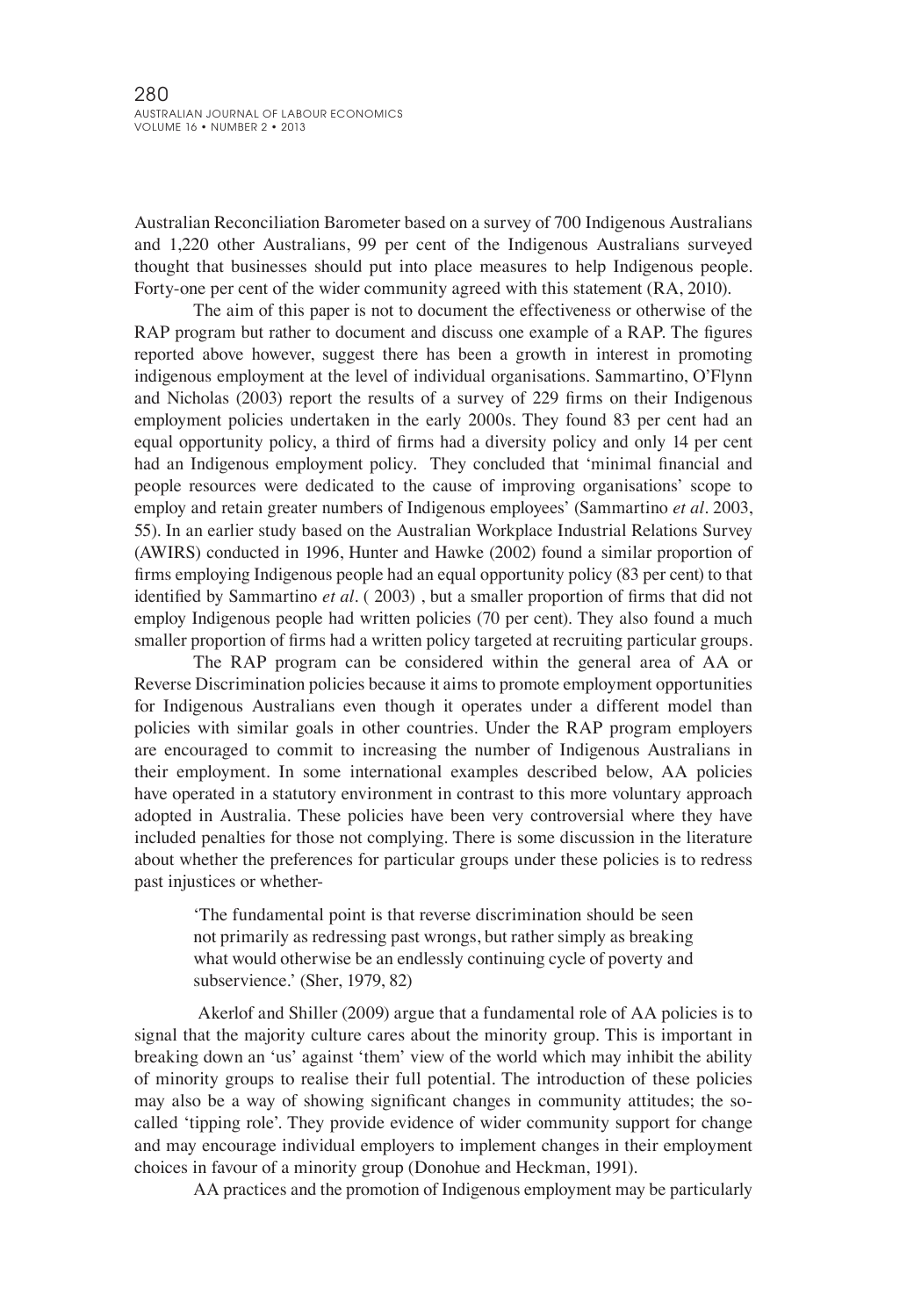Australian Reconciliation Barometer based on a survey of 700 Indigenous Australians and 1,220 other Australians, 99 per cent of the Indigenous Australians surveyed thought that businesses should put into place measures to help Indigenous people. Forty-one per cent of the wider community agreed with this statement (RA, 2010).

The aim of this paper is not to document the effectiveness or otherwise of the RAP program but rather to document and discuss one example of a RAP. The figures reported above however, suggest there has been a growth in interest in promoting indigenous employment at the level of individual organisations. Sammartino, O'Flynn and Nicholas (2003) report the results of a survey of 229 firms on their Indigenous employment policies undertaken in the early 2000s. They found 83 per cent had an equal opportunity policy, a third of firms had a diversity policy and only 14 per cent had an Indigenous employment policy. They concluded that 'minimal financial and people resources were dedicated to the cause of improving organisations' scope to employ and retain greater numbers of Indigenous employees' (Sammartino *et al*. 2003, 55). In an earlier study based on the Australian Workplace Industrial Relations Survey (AWIRS) conducted in 1996, Hunter and Hawke (2002) found a similar proportion of firms employing Indigenous people had an equal opportunity policy (83 per cent) to that identified by Sammartino *et al*. ( 2003) , but a smaller proportion of firms that did not employ Indigenous people had written policies (70 per cent). They also found a much smaller proportion of firms had a written policy targeted at recruiting particular groups.

The RAP program can be considered within the general area of AA or Reverse Discrimination policies because it aims to promote employment opportunities for Indigenous Australians even though it operates under a different model than policies with similar goals in other countries. Under the RAP program employers are encouraged to commit to increasing the number of Indigenous Australians in their employment. In some international examples described below, AA policies have operated in a statutory environment in contrast to this more voluntary approach adopted in Australia. These policies have been very controversial where they have included penalties for those not complying. There is some discussion in the literature about whether the preferences for particular groups under these policies is to redress past injustices or whether-

> 'The fundamental point is that reverse discrimination should be seen not primarily as redressing past wrongs, but rather simply as breaking what would otherwise be an endlessly continuing cycle of poverty and subservience.' (Sher, 1979, 82)

Akerlof and Shiller (2009) argue that a fundamental role of AA policies is to signal that the majority culture cares about the minority group. This is important in breaking down an 'us' against 'them' view of the world which may inhibit the ability of minority groups to realise their full potential. The introduction of these policies may also be a way of showing significant changes in community attitudes; the so-called 'tipping role'. They provide evidence of wider community support for change and may encourage individual employers to implement changes in their employment choices in favour of a minority group (Donohue and Heckman, 1991).

AA practices and the promotion of Indigenous employment may be particularly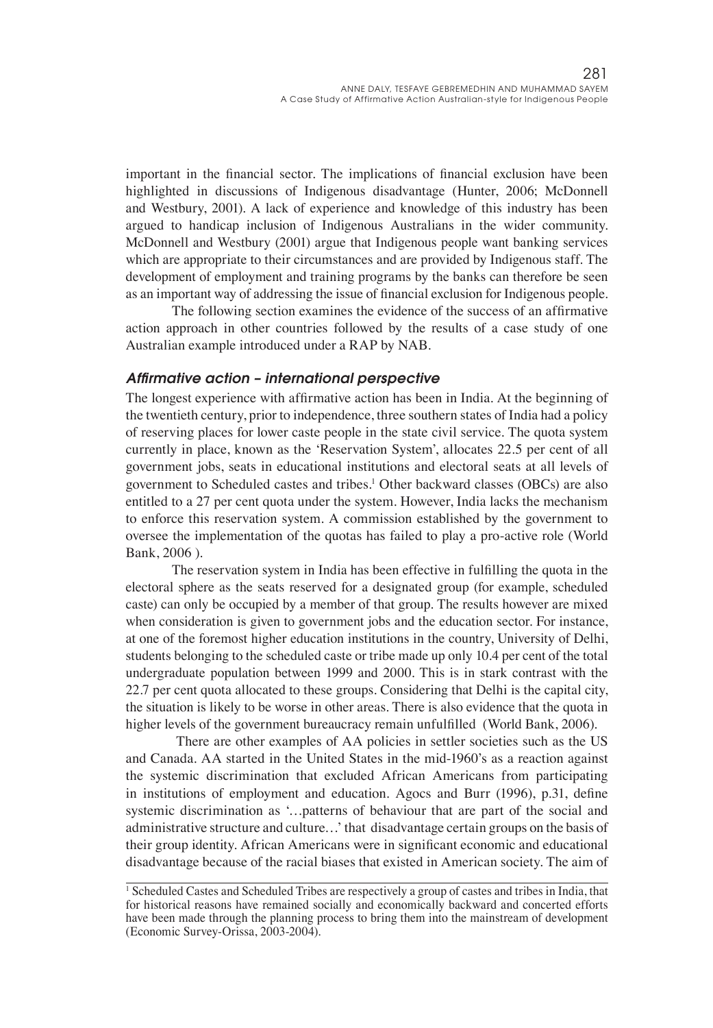important in the financial sector. The implications of financial exclusion have been highlighted in discussions of Indigenous disadvantage (Hunter, 2006; McDonnell and Westbury, 2001). A lack of experience and knowledge of this industry has been argued to handicap inclusion of Indigenous Australians in the wider community. McDonnell and Westbury (2001) argue that Indigenous people want banking services which are appropriate to their circumstances and are provided by Indigenous staff. The development of employment and training programs by the banks can therefore be seen as an important way of addressing the issue of financial exclusion for Indigenous people.

The following section examines the evidence of the success of an affirmative action approach in other countries followed by the results of a case study of one Australian example introduced under a RAP by NAB.

### *Affirmative action – international perspective*

The longest experience with affirmative action has been in India. At the beginning of the twentieth century, prior to independence, three southern states of India had a policy of reserving places for lower caste people in the state civil service. The quota system currently in place, known as the 'Reservation System', allocates 22.5 per cent of all government jobs, seats in educational institutions and electoral seats at all levels of government to Scheduled castes and tribes.[1] Other backward classes (OBCs) are also entitled to a 27 per cent quota under the system. However, India lacks the mechanism to enforce this reservation system. A commission established by the government to oversee the implementation of the quotas has failed to play a pro-active role (World Bank, 2006 ).

The reservation system in India has been effective in fulfilling the quota in the electoral sphere as the seats reserved for a designated group (for example, scheduled caste) can only be occupied by a member of that group. The results however are mixed when consideration is given to government jobs and the education sector. For instance, at one of the foremost higher education institutions in the country, University of Delhi, students belonging to the scheduled caste or tribe made up only 10.4 per cent of the total undergraduate population between 1999 and 2000. This is in stark contrast with the 22.7 per cent quota allocated to these groups. Considering that Delhi is the capital city, the situation is likely to be worse in other areas. There is also evidence that the quota in higher levels of the government bureaucracy remain unfulfilled (World Bank, 2006).

There are other examples of AA policies in settler societies such as the US and Canada. AA started in the United States in the mid-1960's as a reaction against the systemic discrimination that excluded African Americans from participating in institutions of employment and education. Agocs and Burr (1996), p.31, define systemic discrimination as '…patterns of behaviour that are part of the social and administrative structure and culture…' that disadvantage certain groups on the basis of their group identity. African Americans were in significant economic and educational disadvantage because of the racial biases that existed in American society. The aim of

---

[1] Scheduled Castes and Scheduled Tribes are respectively a group of castes and tribes in India, that for historical reasons have remained socially and economically backward and concerted efforts have been made through the planning process to bring them into the mainstream of development (Economic Survey-Orissa, 2003-2004).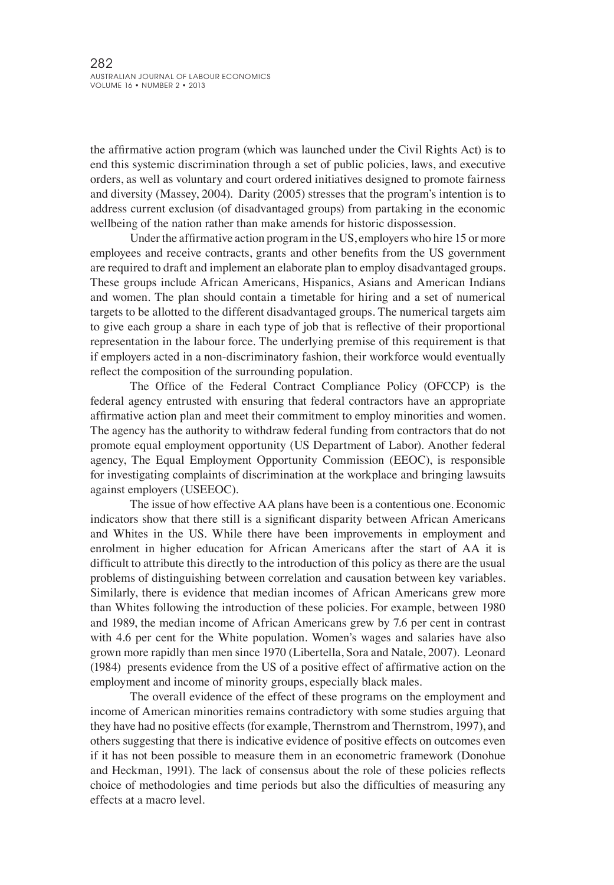the affirmative action program (which was launched under the Civil Rights Act) is to end this systemic discrimination through a set of public policies, laws, and executive orders, as well as voluntary and court ordered initiatives designed to promote fairness and diversity (Massey, 2004). Darity (2005) stresses that the program's intention is to address current exclusion (of disadvantaged groups) from partaking in the economic wellbeing of the nation rather than make amends for historic dispossession.

Under the affirmative action program in the US, employers who hire 15 or more employees and receive contracts, grants and other benefits from the US government are required to draft and implement an elaborate plan to employ disadvantaged groups. These groups include African Americans, Hispanics, Asians and American Indians and women. The plan should contain a timetable for hiring and a set of numerical targets to be allotted to the different disadvantaged groups. The numerical targets aim to give each group a share in each type of job that is reflective of their proportional representation in the labour force. The underlying premise of this requirement is that if employers acted in a non-discriminatory fashion, their workforce would eventually reflect the composition of the surrounding population.

The Office of the Federal Contract Compliance Policy (OFCCP) is the federal agency entrusted with ensuring that federal contractors have an appropriate affirmative action plan and meet their commitment to employ minorities and women. The agency has the authority to withdraw federal funding from contractors that do not promote equal employment opportunity (US Department of Labor). Another federal agency, The Equal Employment Opportunity Commission (EEOC), is responsible for investigating complaints of discrimination at the workplace and bringing lawsuits against employers (USEEOC).

The issue of how effective AA plans have been is a contentious one. Economic indicators show that there still is a significant disparity between African Americans and Whites in the US. While there have been improvements in employment and enrolment in higher education for African Americans after the start of AA it is difficult to attribute this directly to the introduction of this policy as there are the usual problems of distinguishing between correlation and causation between key variables. Similarly, there is evidence that median incomes of African Americans grew more than Whites following the introduction of these policies. For example, between 1980 and 1989, the median income of African Americans grew by 7.6 per cent in contrast with 4.6 per cent for the White population. Women's wages and salaries have also grown more rapidly than men since 1970 (Libertella, Sora and Natale, 2007). Leonard (1984) presents evidence from the US of a positive effect of affirmative action on the employment and income of minority groups, especially black males.

The overall evidence of the effect of these programs on the employment and income of American minorities remains contradictory with some studies arguing that they have had no positive effects (for example, Thernstrom and Thernstrom, 1997), and others suggesting that there is indicative evidence of positive effects on outcomes even if it has not been possible to measure them in an econometric framework (Donohue and Heckman, 1991). The lack of consensus about the role of these policies reflects choice of methodologies and time periods but also the difficulties of measuring any effects at a macro level.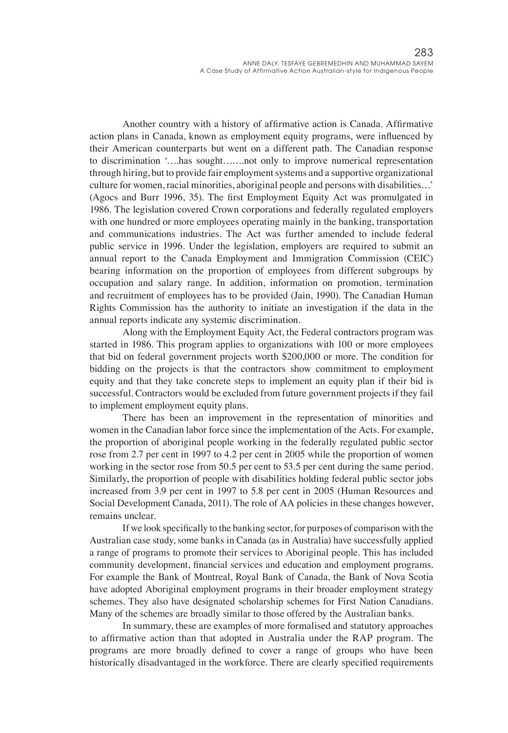Another country with a history of affirmative action is Canada. Affirmative action plans in Canada, known as employment equity programs, were influenced by their American counterparts but went on a different path. The Canadian response to discrimination '….has sought…….not only to improve numerical representation through hiring, but to provide fair employment systems and a supportive organizational culture for women, racial minorities, aboriginal people and persons with disabilities…' (Agocs and Burr 1996, 35). The first Employment Equity Act was promulgated in 1986. The legislation covered Crown corporations and federally regulated employers with one hundred or more employees operating mainly in the banking, transportation and communications industries. The Act was further amended to include federal public service in 1996. Under the legislation, employers are required to submit an annual report to the Canada Employment and Immigration Commission (CEIC) bearing information on the proportion of employees from different subgroups by occupation and salary range. In addition, information on promotion, termination and recruitment of employees has to be provided (Jain, 1990). The Canadian Human Rights Commission has the authority to initiate an investigation if the data in the annual reports indicate any systemic discrimination.

Along with the Employment Equity Act, the Federal contractors program was started in 1986. This program applies to organizations with 100 or more employees that bid on federal government projects worth $200,000 or more. The condition for bidding on the projects is that the contractors show commitment to employment equity and that they take concrete steps to implement an equity plan if their bid is successful. Contractors would be excluded from future government projects if they fail to implement employment equity plans.

There has been an improvement in the representation of minorities and women in the Canadian labor force since the implementation of the Acts. For example, the proportion of aboriginal people working in the federally regulated public sector rose from 2.7 per cent in 1997 to 4.2 per cent in 2005 while the proportion of women working in the sector rose from 50.5 per cent to 53.5 per cent during the same period. Similarly, the proportion of people with disabilities holding federal public sector jobs increased from 3.9 per cent in 1997 to 5.8 per cent in 2005 (Human Resources and Social Development Canada, 2011). The role of AA policies in these changes however, remains unclear.

If we look specifically to the banking sector, for purposes of comparison with the Australian case study, some banks in Canada (as in Australia) have successfully applied a range of programs to promote their services to Aboriginal people. This has included community development, financial services and education and employment programs. For example the Bank of Montreal, Royal Bank of Canada, the Bank of Nova Scotia have adopted Aboriginal employment programs in their broader employment strategy schemes. They also have designated scholarship schemes for First Nation Canadians. Many of the schemes are broadly similar to those offered by the Australian banks.

In summary, these are examples of more formalised and statutory approaches to affirmative action than that adopted in Australia under the RAP program. The programs are more broadly defined to cover a range of groups who have been historically disadvantaged in the workforce. There are clearly specified requirements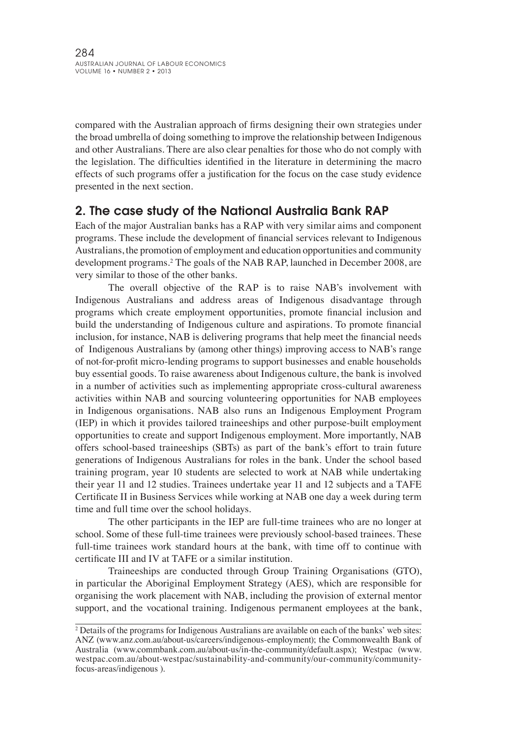compared with the Australian approach of firms designing their own strategies under the broad umbrella of doing something to improve the relationship between Indigenous and other Australians. There are also clear penalties for those who do not comply with the legislation. The difficulties identified in the literature in determining the macro effects of such programs offer a justification for the focus on the case study evidence presented in the next section.

## 2. The case study of the National Australia Bank RAP

Each of the major Australian banks has a RAP with very similar aims and component programs. These include the development of financial services relevant to Indigenous Australians, the promotion of employment and education opportunities and community development programs.[2] The goals of the NAB RAP, launched in December 2008, are very similar to those of the other banks.

The overall objective of the RAP is to raise NAB's involvement with Indigenous Australians and address areas of Indigenous disadvantage through programs which create employment opportunities, promote financial inclusion and build the understanding of Indigenous culture and aspirations. To promote financial inclusion, for instance, NAB is delivering programs that help meet the financial needs of Indigenous Australians by (among other things) improving access to NAB's range of not-for-profit micro-lending programs to support businesses and enable households buy essential goods. To raise awareness about Indigenous culture, the bank is involved in a number of activities such as implementing appropriate cross-cultural awareness activities within NAB and sourcing volunteering opportunities for NAB employees in Indigenous organisations. NAB also runs an Indigenous Employment Program (IEP) in which it provides tailored traineeships and other purpose-built employment opportunities to create and support Indigenous employment. More importantly, NAB offers school-based traineeships (SBTs) as part of the bank's effort to train future generations of Indigenous Australians for roles in the bank. Under the school based training program, year 10 students are selected to work at NAB while undertaking their year 11 and 12 studies. Trainees undertake year 11 and 12 subjects and a TAFE Certificate II in Business Services while working at NAB one day a week during term time and full time over the school holidays.

The other participants in the IEP are full-time trainees who are no longer at school. Some of these full-time trainees were previously school-based trainees. These full-time trainees work standard hours at the bank, with time off to continue with certificate III and IV at TAFE or a similar institution.

Traineeships are conducted through Group Training Organisations (GTO), in particular the Aboriginal Employment Strategy (AES), which are responsible for organising the work placement with NAB, including the provision of external mentor support, and the vocational training. Indigenous permanent employees at the bank,

---

[2] Details of the programs for Indigenous Australians are available on each of the banks' web sites: ANZ (www.anz.com.au/about-us/careers/indigenous-employment); the Commonwealth Bank of Australia (www.commbank.com.au/about-us/in-the-community/default.aspx); Westpac (www.westpac.com.au/about-westpac/sustainability-and-community/our-community/community-focus-areas/indigenous ).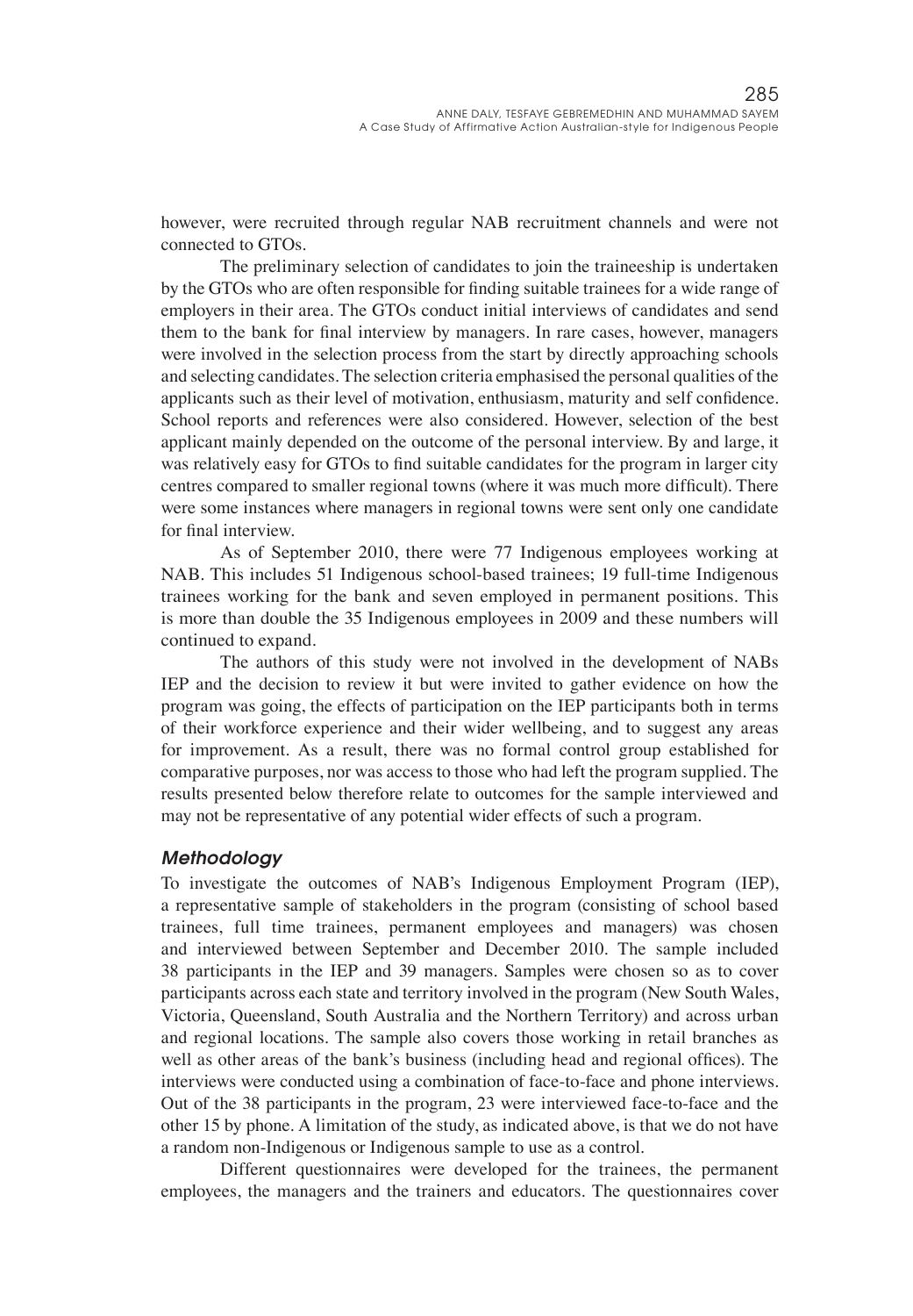however, were recruited through regular NAB recruitment channels and were not connected to GTOs.

The preliminary selection of candidates to join the traineeship is undertaken by the GTOs who are often responsible for finding suitable trainees for a wide range of employers in their area. The GTOs conduct initial interviews of candidates and send them to the bank for final interview by managers. In rare cases, however, managers were involved in the selection process from the start by directly approaching schools and selecting candidates. The selection criteria emphasised the personal qualities of the applicants such as their level of motivation, enthusiasm, maturity and self confidence. School reports and references were also considered. However, selection of the best applicant mainly depended on the outcome of the personal interview. By and large, it was relatively easy for GTOs to find suitable candidates for the program in larger city centres compared to smaller regional towns (where it was much more difficult). There were some instances where managers in regional towns were sent only one candidate for final interview.

As of September 2010, there were 77 Indigenous employees working at NAB. This includes 51 Indigenous school-based trainees; 19 full-time Indigenous trainees working for the bank and seven employed in permanent positions. This is more than double the 35 Indigenous employees in 2009 and these numbers will continued to expand.

The authors of this study were not involved in the development of NABs IEP and the decision to review it but were invited to gather evidence on how the program was going, the effects of participation on the IEP participants both in terms of their workforce experience and their wider wellbeing, and to suggest any areas for improvement. As a result, there was no formal control group established for comparative purposes, nor was access to those who had left the program supplied. The results presented below therefore relate to outcomes for the sample interviewed and may not be representative of any potential wider effects of such a program.

## *Methodology*

To investigate the outcomes of NAB's Indigenous Employment Program (IEP), a representative sample of stakeholders in the program (consisting of school based trainees, full time trainees, permanent employees and managers) was chosen and interviewed between September and December 2010. The sample included 38 participants in the IEP and 39 managers. Samples were chosen so as to cover participants across each state and territory involved in the program (New South Wales, Victoria, Queensland, South Australia and the Northern Territory) and across urban and regional locations. The sample also covers those working in retail branches as well as other areas of the bank's business (including head and regional offices). The interviews were conducted using a combination of face-to-face and phone interviews. Out of the 38 participants in the program, 23 were interviewed face-to-face and the other 15 by phone. A limitation of the study, as indicated above, is that we do not have a random non-Indigenous or Indigenous sample to use as a control.

Different questionnaires were developed for the trainees, the permanent employees, the managers and the trainers and educators. The questionnaires cover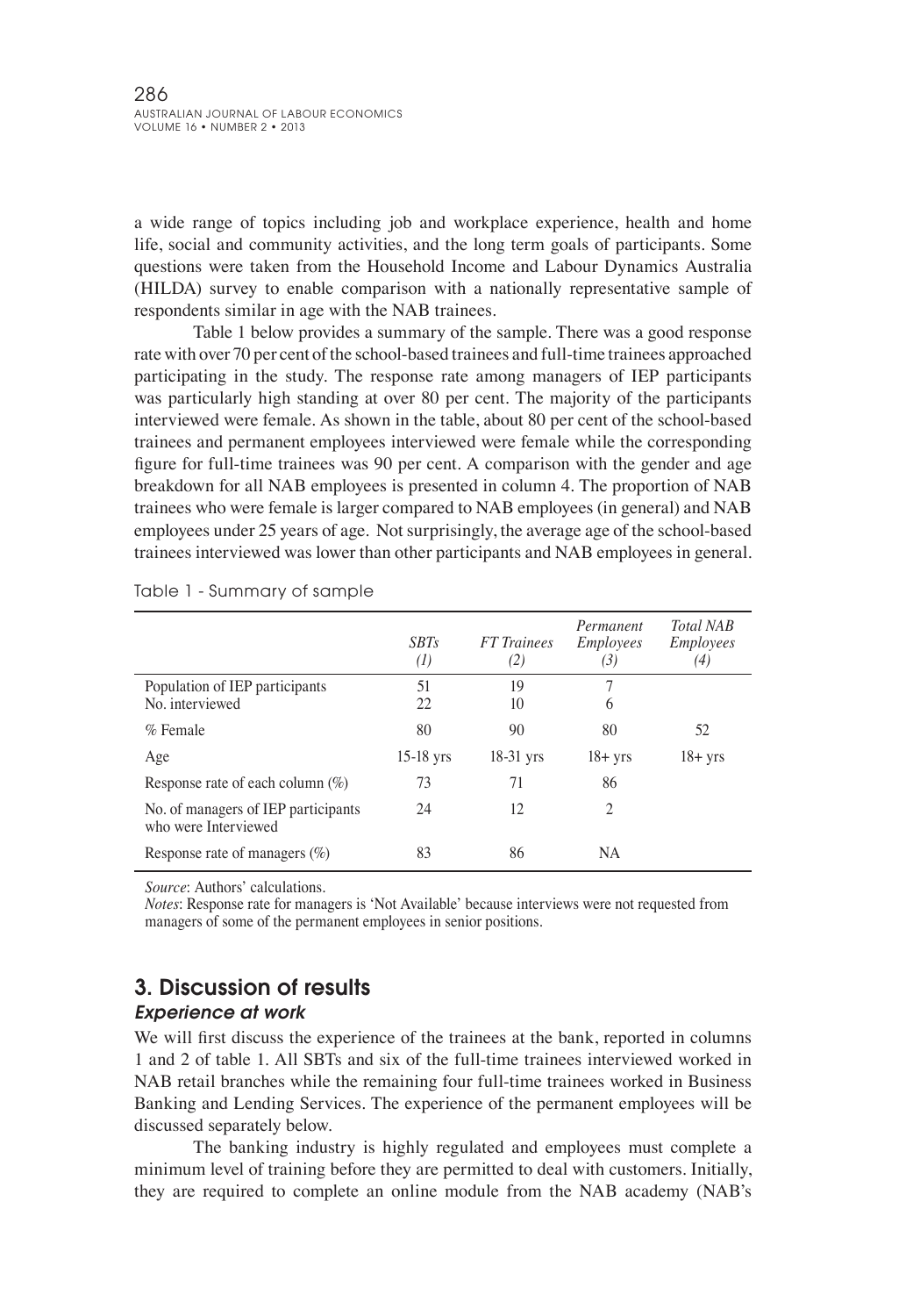a wide range of topics including job and workplace experience, health and home life, social and community activities, and the long term goals of participants. Some questions were taken from the Household Income and Labour Dynamics Australia (HILDA) survey to enable comparison with a nationally representative sample of respondents similar in age with the NAB trainees.

Table 1 below provides a summary of the sample. There was a good response rate with over 70 per cent of the school-based trainees and full-time trainees approached participating in the study. The response rate among managers of IEP participants was particularly high standing at over 80 per cent. The majority of the participants interviewed were female. As shown in the table, about 80 per cent of the school-based trainees and permanent employees interviewed were female while the corresponding figure for full-time trainees was 90 per cent. A comparison with the gender and age breakdown for all NAB employees is presented in column 4. The proportion of NAB trainees who were female is larger compared to NAB employees (in general) and NAB employees under 25 years of age. Not surprisingly, the average age of the school-based trainees interviewed was lower than other participants and NAB employees in general.

Table 1 - Summary of sample

| | *SBTs* (1) | *FT Trainees* (2) | *Permanent Employees* (3) | *Total NAB Employees* (4) |
|---|---|---|---|---|
| Population of IEP participants | 51 | 19 | 7 | |
| No. interviewed | 22 | 10 | 6 | |
| % Female | 80 | 90 | 80 | 52 |
| Age | 15-18 yrs | 18-31 yrs | 18+ yrs | 18+ yrs |
| Response rate of each column (%) | 73 | 71 | 86 | |
| No. of managers of IEP participants who were Interviewed | 24 | 12 | 2 | |
| Response rate of managers (%) | 83 | 86 | NA | |

*Source*: Authors' calculations.
*Notes*: Response rate for managers is 'Not Available' because interviews were not requested from managers of some of the permanent employees in senior positions.

## 3. Discussion of results

### *Experience at work*

We will first discuss the experience of the trainees at the bank, reported in columns 1 and 2 of table 1. All SBTs and six of the full-time trainees interviewed worked in NAB retail branches while the remaining four full-time trainees worked in Business Banking and Lending Services. The experience of the permanent employees will be discussed separately below.

The banking industry is highly regulated and employees must complete a minimum level of training before they are permitted to deal with customers. Initially, they are required to complete an online module from the NAB academy (NAB's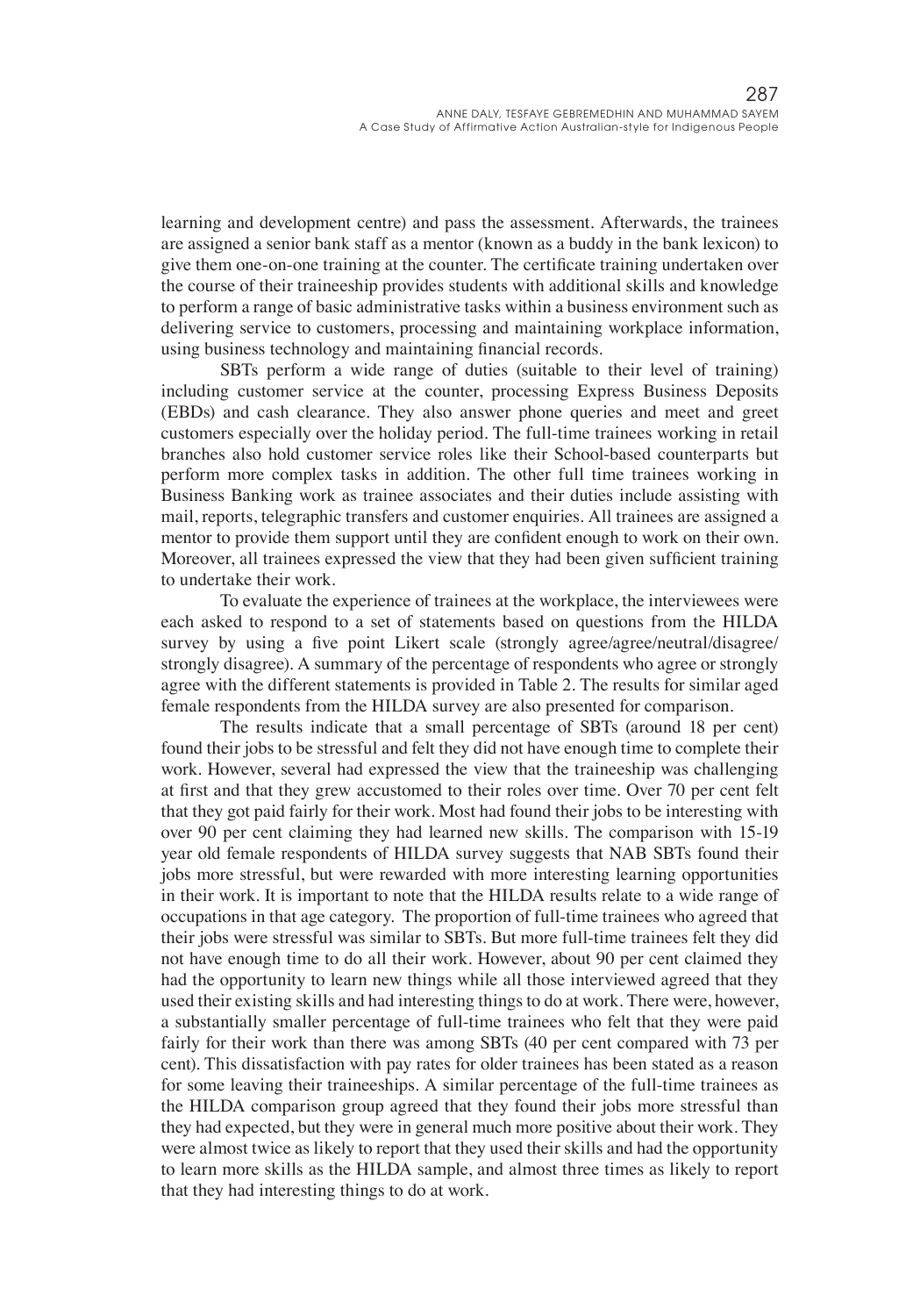learning and development centre) and pass the assessment. Afterwards, the trainees are assigned a senior bank staff as a mentor (known as a buddy in the bank lexicon) to give them one-on-one training at the counter. The certificate training undertaken over the course of their traineeship provides students with additional skills and knowledge to perform a range of basic administrative tasks within a business environment such as delivering service to customers, processing and maintaining workplace information, using business technology and maintaining financial records.

SBTs perform a wide range of duties (suitable to their level of training) including customer service at the counter, processing Express Business Deposits (EBDs) and cash clearance. They also answer phone queries and meet and greet customers especially over the holiday period. The full-time trainees working in retail branches also hold customer service roles like their School-based counterparts but perform more complex tasks in addition. The other full time trainees working in Business Banking work as trainee associates and their duties include assisting with mail, reports, telegraphic transfers and customer enquiries. All trainees are assigned a mentor to provide them support until they are confident enough to work on their own. Moreover, all trainees expressed the view that they had been given sufficient training to undertake their work.

To evaluate the experience of trainees at the workplace, the interviewees were each asked to respond to a set of statements based on questions from the HILDA survey by using a five point Likert scale (strongly agree/agree/neutral/disagree/strongly disagree). A summary of the percentage of respondents who agree or strongly agree with the different statements is provided in Table 2. The results for similar aged female respondents from the HILDA survey are also presented for comparison.

The results indicate that a small percentage of SBTs (around 18 per cent) found their jobs to be stressful and felt they did not have enough time to complete their work. However, several had expressed the view that the traineeship was challenging at first and that they grew accustomed to their roles over time. Over 70 per cent felt that they got paid fairly for their work. Most had found their jobs to be interesting with over 90 per cent claiming they had learned new skills. The comparison with 15-19 year old female respondents of HILDA survey suggests that NAB SBTs found their jobs more stressful, but were rewarded with more interesting learning opportunities in their work. It is important to note that the HILDA results relate to a wide range of occupations in that age category. The proportion of full-time trainees who agreed that their jobs were stressful was similar to SBTs. But more full-time trainees felt they did not have enough time to do all their work. However, about 90 per cent claimed they had the opportunity to learn new things while all those interviewed agreed that they used their existing skills and had interesting things to do at work. There were, however, a substantially smaller percentage of full-time trainees who felt that they were paid fairly for their work than there was among SBTs (40 per cent compared with 73 per cent). This dissatisfaction with pay rates for older trainees has been stated as a reason for some leaving their traineeships. A similar percentage of the full-time trainees as the HILDA comparison group agreed that they found their jobs more stressful than they had expected, but they were in general much more positive about their work. They were almost twice as likely to report that they used their skills and had the opportunity to learn more skills as the HILDA sample, and almost three times as likely to report that they had interesting things to do at work.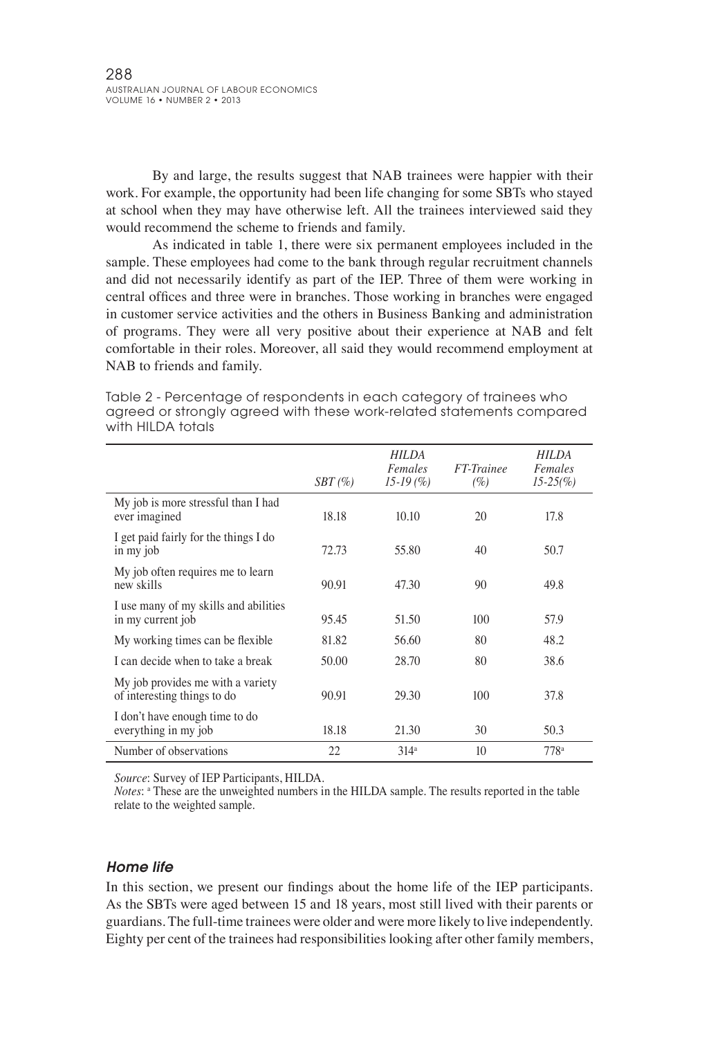By and large, the results suggest that NAB trainees were happier with their work. For example, the opportunity had been life changing for some SBTs who stayed at school when they may have otherwise left. All the trainees interviewed said they would recommend the scheme to friends and family.

As indicated in table 1, there were six permanent employees included in the sample. These employees had come to the bank through regular recruitment channels and did not necessarily identify as part of the IEP. Three of them were working in central offices and three were in branches. Those working in branches were engaged in customer service activities and the others in Business Banking and administration of programs. They were all very positive about their experience at NAB and felt comfortable in their roles. Moreover, all said they would recommend employment at NAB to friends and family.

Table 2 - Percentage of respondents in each category of trainees who agreed or strongly agreed with these work-related statements compared with HILDA totals

| | *SBT (%)* | *HILDA Females 15-19 (%)* | *FT-Trainee (%)* | *HILDA Females 15-25(%)* |
|---|---|---|---|---|
| My job is more stressful than I had ever imagined | 18.18 | 10.10 | 20 | 17.8 |
| I get paid fairly for the things I do in my job | 72.73 | 55.80 | 40 | 50.7 |
| My job often requires me to learn new skills | 90.91 | 47.30 | 90 | 49.8 |
| I use many of my skills and abilities in my current job | 95.45 | 51.50 | 100 | 57.9 |
| My working times can be flexible | 81.82 | 56.60 | 80 | 48.2 |
| I can decide when to take a break | 50.00 | 28.70 | 80 | 38.6 |
| My job provides me with a variety of interesting things to do | 90.91 | 29.30 | 100 | 37.8 |
| I don't have enough time to do everything in my job | 18.18 | 21.30 | 30 | 50.3 |
| Number of observations | 22 | 314[a] | 10 | 778[a] |

*Source*: Survey of IEP Participants, HILDA.

*Notes*: [a] These are the unweighted numbers in the HILDA sample. The results reported in the table relate to the weighted sample.

### *Home life*

In this section, we present our findings about the home life of the IEP participants. As the SBTs were aged between 15 and 18 years, most still lived with their parents or guardians. The full-time trainees were older and were more likely to live independently. Eighty per cent of the trainees had responsibilities looking after other family members,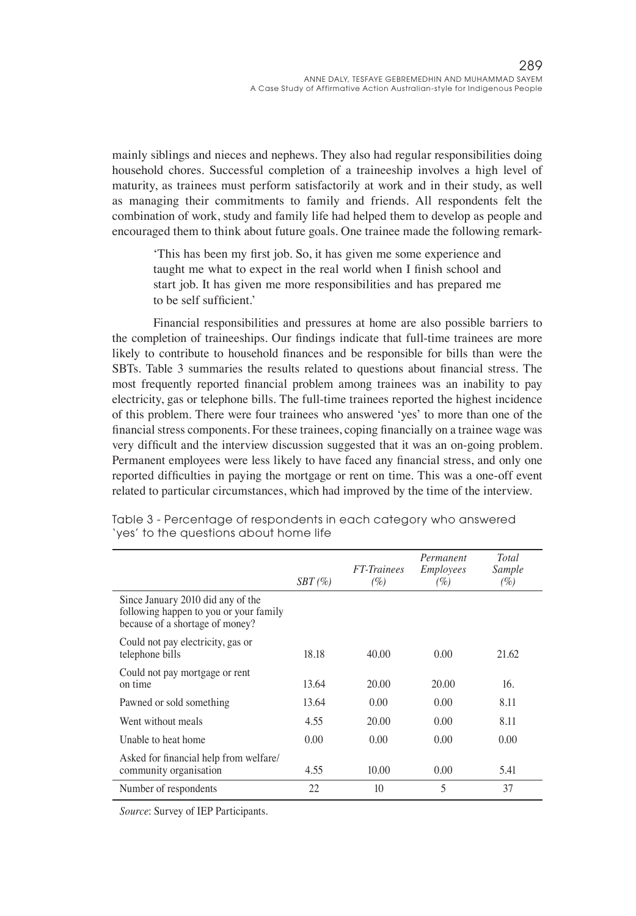mainly siblings and nieces and nephews. They also had regular responsibilities doing household chores. Successful completion of a traineeship involves a high level of maturity, as trainees must perform satisfactorily at work and in their study, as well as managing their commitments to family and friends. All respondents felt the combination of work, study and family life had helped them to develop as people and encouraged them to think about future goals. One trainee made the following remark-

> 'This has been my first job. So, it has given me some experience and taught me what to expect in the real world when I finish school and start job. It has given me more responsibilities and has prepared me to be self sufficient.'

Financial responsibilities and pressures at home are also possible barriers to the completion of traineeships. Our findings indicate that full-time trainees are more likely to contribute to household finances and be responsible for bills than were the SBTs. Table 3 summaries the results related to questions about financial stress. The most frequently reported financial problem among trainees was an inability to pay electricity, gas or telephone bills. The full-time trainees reported the highest incidence of this problem. There were four trainees who answered 'yes' to more than one of the financial stress components. For these trainees, coping financially on a trainee wage was very difficult and the interview discussion suggested that it was an on-going problem. Permanent employees were less likely to have faced any financial stress, and only one reported difficulties in paying the mortgage or rent on time. This was a one-off event related to particular circumstances, which had improved by the time of the interview.

Table 3 - Percentage of respondents in each category who answered 'yes' to the questions about home life

| | *SBT (%)* | *FT-Trainees (%)* | *Permanent Employees (%)* | *Total Sample (%)* |
|---|---|---|---|---|
| Since January 2010 did any of the following happen to you or your family because of a shortage of money? | | | | |
| Could not pay electricity, gas or telephone bills | 18.18 | 40.00 | 0.00 | 21.62 |
| Could not pay mortgage or rent on time | 13.64 | 20.00 | 20.00 | 16. |
| Pawned or sold something | 13.64 | 0.00 | 0.00 | 8.11 |
| Went without meals | 4.55 | 20.00 | 0.00 | 8.11 |
| Unable to heat home | 0.00 | 0.00 | 0.00 | 0.00 |
| Asked for financial help from welfare/ community organisation | 4.55 | 10.00 | 0.00 | 5.41 |
| Number of respondents | 22 | 10 | 5 | 37 |

*Source*: Survey of IEP Participants.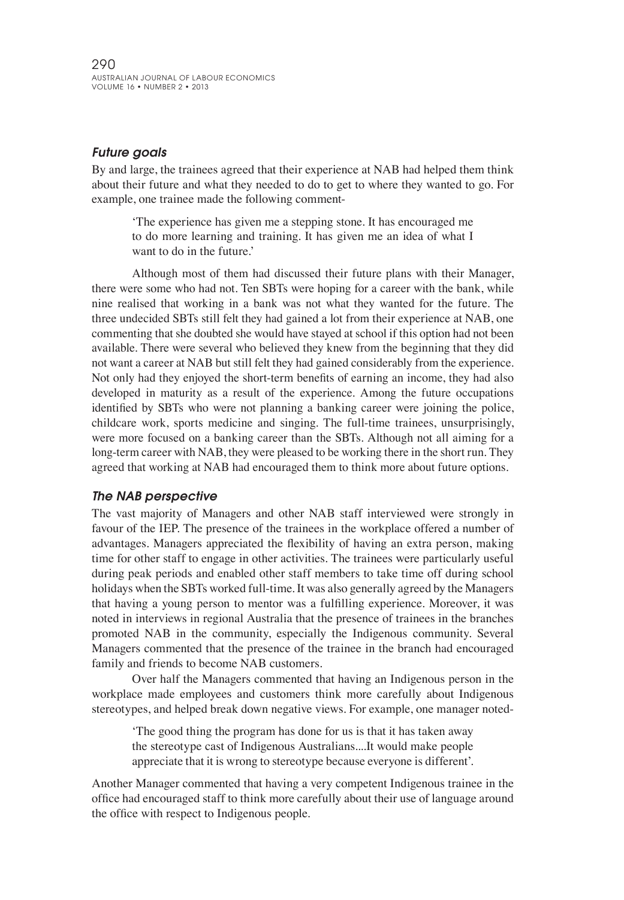### *Future goals*

By and large, the trainees agreed that their experience at NAB had helped them think about their future and what they needed to do to get to where they wanted to go. For example, one trainee made the following comment-

> 'The experience has given me a stepping stone. It has encouraged me to do more learning and training. It has given me an idea of what I want to do in the future.'

Although most of them had discussed their future plans with their Manager, there were some who had not. Ten SBTs were hoping for a career with the bank, while nine realised that working in a bank was not what they wanted for the future. The three undecided SBTs still felt they had gained a lot from their experience at NAB, one commenting that she doubted she would have stayed at school if this option had not been available. There were several who believed they knew from the beginning that they did not want a career at NAB but still felt they had gained considerably from the experience. Not only had they enjoyed the short-term benefits of earning an income, they had also developed in maturity as a result of the experience. Among the future occupations identified by SBTs who were not planning a banking career were joining the police, childcare work, sports medicine and singing. The full-time trainees, unsurprisingly, were more focused on a banking career than the SBTs. Although not all aiming for a long-term career with NAB, they were pleased to be working there in the short run. They agreed that working at NAB had encouraged them to think more about future options.

### *The NAB perspective*

The vast majority of Managers and other NAB staff interviewed were strongly in favour of the IEP. The presence of the trainees in the workplace offered a number of advantages. Managers appreciated the flexibility of having an extra person, making time for other staff to engage in other activities. The trainees were particularly useful during peak periods and enabled other staff members to take time off during school holidays when the SBTs worked full-time. It was also generally agreed by the Managers that having a young person to mentor was a fulfilling experience. Moreover, it was noted in interviews in regional Australia that the presence of trainees in the branches promoted NAB in the community, especially the Indigenous community. Several Managers commented that the presence of the trainee in the branch had encouraged family and friends to become NAB customers.

Over half the Managers commented that having an Indigenous person in the workplace made employees and customers think more carefully about Indigenous stereotypes, and helped break down negative views. For example, one manager noted-

> 'The good thing the program has done for us is that it has taken away the stereotype cast of Indigenous Australians....It would make people appreciate that it is wrong to stereotype because everyone is different'.

Another Manager commented that having a very competent Indigenous trainee in the office had encouraged staff to think more carefully about their use of language around the office with respect to Indigenous people.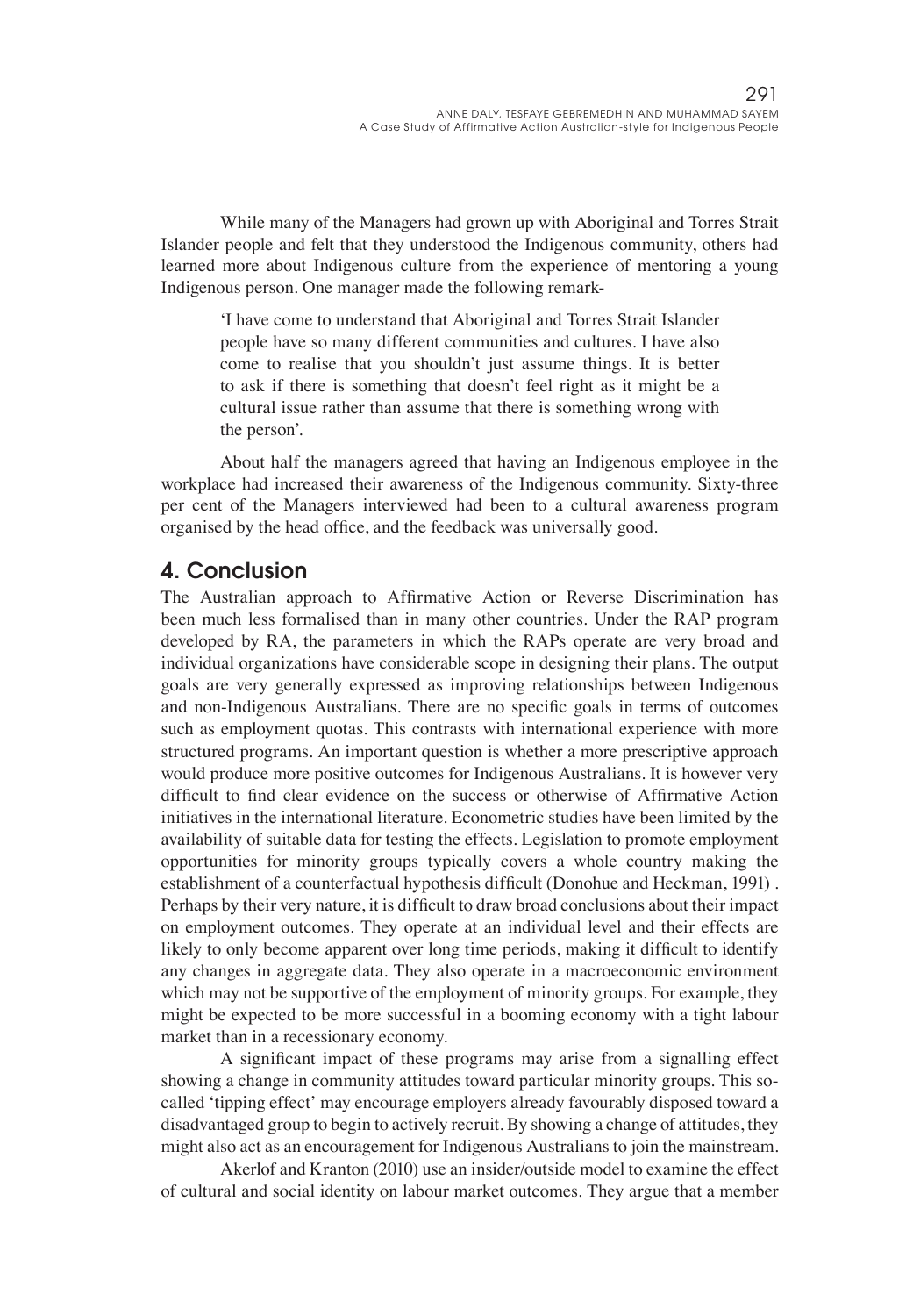While many of the Managers had grown up with Aboriginal and Torres Strait Islander people and felt that they understood the Indigenous community, others had learned more about Indigenous culture from the experience of mentoring a young Indigenous person. One manager made the following remark-

> 'I have come to understand that Aboriginal and Torres Strait Islander people have so many different communities and cultures. I have also come to realise that you shouldn't just assume things. It is better to ask if there is something that doesn't feel right as it might be a cultural issue rather than assume that there is something wrong with the person'.

About half the managers agreed that having an Indigenous employee in the workplace had increased their awareness of the Indigenous community. Sixty-three per cent of the Managers interviewed had been to a cultural awareness program organised by the head office, and the feedback was universally good.

## 4. Conclusion

The Australian approach to Affirmative Action or Reverse Discrimination has been much less formalised than in many other countries. Under the RAP program developed by RA, the parameters in which the RAPs operate are very broad and individual organizations have considerable scope in designing their plans. The output goals are very generally expressed as improving relationships between Indigenous and non-Indigenous Australians. There are no specific goals in terms of outcomes such as employment quotas. This contrasts with international experience with more structured programs. An important question is whether a more prescriptive approach would produce more positive outcomes for Indigenous Australians. It is however very difficult to find clear evidence on the success or otherwise of Affirmative Action initiatives in the international literature. Econometric studies have been limited by the availability of suitable data for testing the effects. Legislation to promote employment opportunities for minority groups typically covers a whole country making the establishment of a counterfactual hypothesis difficult (Donohue and Heckman, 1991) . Perhaps by their very nature, it is difficult to draw broad conclusions about their impact on employment outcomes. They operate at an individual level and their effects are likely to only become apparent over long time periods, making it difficult to identify any changes in aggregate data. They also operate in a macroeconomic environment which may not be supportive of the employment of minority groups. For example, they might be expected to be more successful in a booming economy with a tight labour market than in a recessionary economy.

A significant impact of these programs may arise from a signalling effect showing a change in community attitudes toward particular minority groups. This so-called 'tipping effect' may encourage employers already favourably disposed toward a disadvantaged group to begin to actively recruit. By showing a change of attitudes, they might also act as an encouragement for Indigenous Australians to join the mainstream.

Akerlof and Kranton (2010) use an insider/outside model to examine the effect of cultural and social identity on labour market outcomes. They argue that a member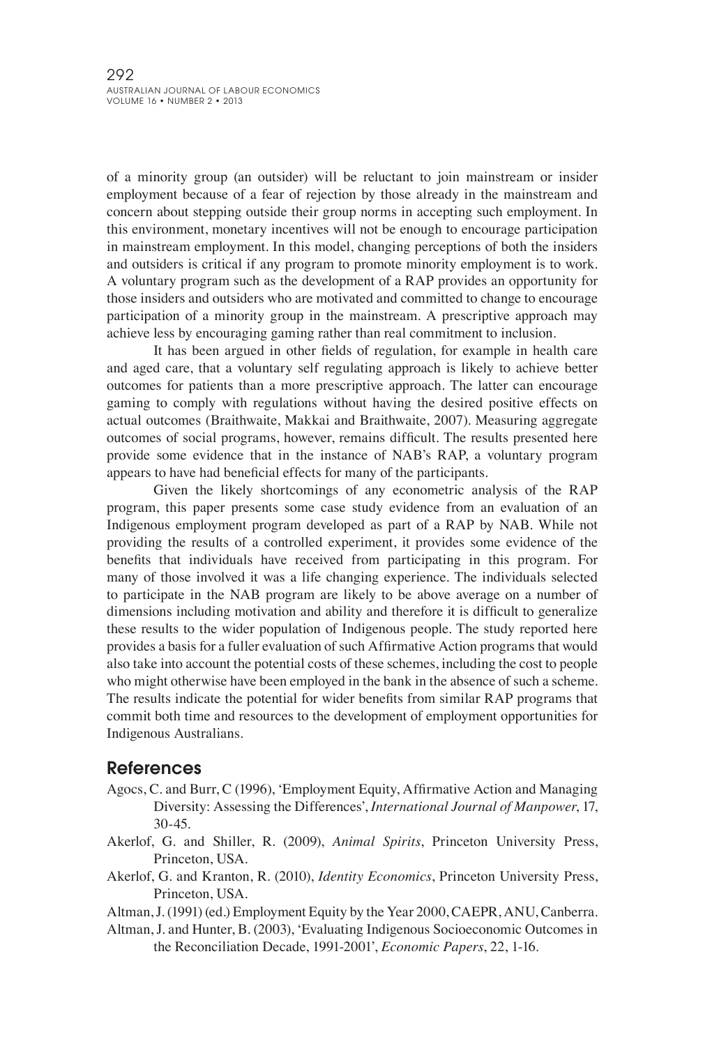of a minority group (an outsider) will be reluctant to join mainstream or insider employment because of a fear of rejection by those already in the mainstream and concern about stepping outside their group norms in accepting such employment. In this environment, monetary incentives will not be enough to encourage participation in mainstream employment. In this model, changing perceptions of both the insiders and outsiders is critical if any program to promote minority employment is to work. A voluntary program such as the development of a RAP provides an opportunity for those insiders and outsiders who are motivated and committed to change to encourage participation of a minority group in the mainstream. A prescriptive approach may achieve less by encouraging gaming rather than real commitment to inclusion.

It has been argued in other fields of regulation, for example in health care and aged care, that a voluntary self regulating approach is likely to achieve better outcomes for patients than a more prescriptive approach. The latter can encourage gaming to comply with regulations without having the desired positive effects on actual outcomes (Braithwaite, Makkai and Braithwaite, 2007). Measuring aggregate outcomes of social programs, however, remains difficult. The results presented here provide some evidence that in the instance of NAB's RAP, a voluntary program appears to have had beneficial effects for many of the participants.

Given the likely shortcomings of any econometric analysis of the RAP program, this paper presents some case study evidence from an evaluation of an Indigenous employment program developed as part of a RAP by NAB. While not providing the results of a controlled experiment, it provides some evidence of the benefits that individuals have received from participating in this program. For many of those involved it was a life changing experience. The individuals selected to participate in the NAB program are likely to be above average on a number of dimensions including motivation and ability and therefore it is difficult to generalize these results to the wider population of Indigenous people. The study reported here provides a basis for a fuller evaluation of such Affirmative Action programs that would also take into account the potential costs of these schemes, including the cost to people who might otherwise have been employed in the bank in the absence of such a scheme. The results indicate the potential for wider benefits from similar RAP programs that commit both time and resources to the development of employment opportunities for Indigenous Australians.

## References

Agocs, C. and Burr, C (1996), 'Employment Equity, Affirmative Action and Managing Diversity: Assessing the Differences', *International Journal of Manpower*, 17, 30-45.

Akerlof, G. and Shiller, R. (2009), *Animal Spirits*, Princeton University Press, Princeton, USA.

Akerlof, G. and Kranton, R. (2010), *Identity Economics*, Princeton University Press, Princeton, USA.

Altman, J. (1991) (ed.) Employment Equity by the Year 2000, CAEPR, ANU, Canberra.

Altman, J. and Hunter, B. (2003), 'Evaluating Indigenous Socioeconomic Outcomes in the Reconciliation Decade, 1991-2001', *Economic Papers*, 22, 1-16.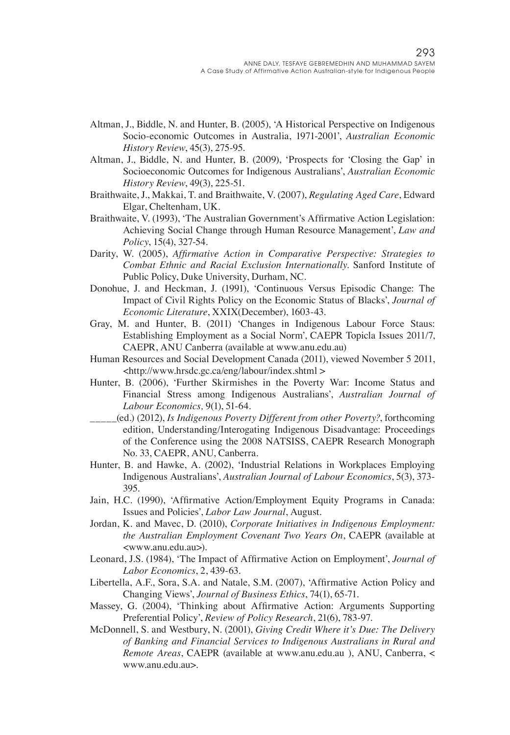Altman, J., Biddle, N. and Hunter, B. (2005), 'A Historical Perspective on Indigenous Socio-economic Outcomes in Australia, 1971-2001', *Australian Economic History Review*, 45(3), 275-95.

Altman, J., Biddle, N. and Hunter, B. (2009), 'Prospects for 'Closing the Gap' in Socioeconomic Outcomes for Indigenous Australians', *Australian Economic History Review*, 49(3), 225-51.

Braithwaite, J., Makkai, T. and Braithwaite, V. (2007), *Regulating Aged Care*, Edward Elgar, Cheltenham, UK.

Braithwaite, V. (1993), 'The Australian Government's Affirmative Action Legislation: Achieving Social Change through Human Resource Management', *Law and Policy*, 15(4), 327-54.

Darity, W. (2005), *Affirmative Action in Comparative Perspective: Strategies to Combat Ethnic and Racial Exclusion Internationally*. Sanford Institute of Public Policy, Duke University, Durham, NC.

Donohue, J. and Heckman, J. (1991), 'Continuous Versus Episodic Change: The Impact of Civil Rights Policy on the Economic Status of Blacks', *Journal of Economic Literature*, XXIX(December), 1603-43.

Gray, M. and Hunter, B. (2011) 'Changes in Indigenous Labour Force Staus: Establishing Employment as a Social Norm', CAEPR Topicla Issues 2011/7, CAEPR, ANU Canberra (available at www.anu.edu.au)

Human Resources and Social Development Canada (2011), viewed November 5 2011, <http://www.hrsdc.gc.ca/eng/labour/index.shtml >

Hunter, B. (2006), 'Further Skirmishes in the Poverty War: Income Status and Financial Stress among Indigenous Australians', *Australian Journal of Labour Economics,* 9(1), 51-64.

_____(ed.) (2012), *Is Indigenous Poverty Different from other Poverty?*, forthcoming edition, Understanding/Interogating Indigenous Disadvantage: Proceedings of the Conference using the 2008 NATSISS, CAEPR Research Monograph No. 33, CAEPR, ANU, Canberra.

Hunter, B. and Hawke, A. (2002), 'Industrial Relations in Workplaces Employing Indigenous Australians', *Australian Journal of Labour Economics*, 5(3), 373-395.

Jain, H.C. (1990), 'Affirmative Action/Employment Equity Programs in Canada: Issues and Policies', *Labor Law Journal*, August.

Jordan, K. and Mavec, D. (2010), *Corporate Initiatives in Indigenous Employment: the Australian Employment Covenant Two Years On*, CAEPR (available at <www.anu.edu.au>).

Leonard, J.S. (1984), 'The Impact of Affirmative Action on Employment', *Journal of Labor Economics*, 2, 439-63.

Libertella, A.F., Sora, S.A. and Natale, S.M. (2007), 'Affirmative Action Policy and Changing Views', *Journal of Business Ethics*, 74(1), 65-71.

Massey, G. (2004), 'Thinking about Affirmative Action: Arguments Supporting Preferential Policy', *Review of Policy Research*, 21(6), 783-97.

McDonnell, S. and Westbury, N. (2001), *Giving Credit Where it's Due: The Delivery of Banking and Financial Services to Indigenous Australians in Rural and Remote Areas*, CAEPR (available at www.anu.edu.au ), ANU, Canberra, < www.anu.edu.au>.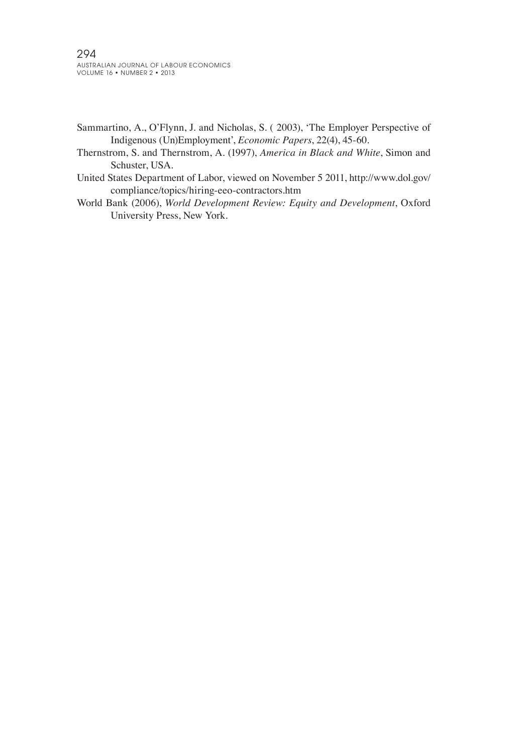Sammartino, A., O'Flynn, J. and Nicholas, S. ( 2003), 'The Employer Perspective of Indigenous (Un)Employment', *Economic Papers*, 22(4), 45-60.

Thernstrom, S. and Thernstrom, A. (1997), *America in Black and White*, Simon and Schuster, USA.

United States Department of Labor, viewed on November 5 2011, http://www.dol.gov/compliance/topics/hiring-eeo-contractors.htm

World Bank (2006), *World Development Review: Equity and Development*, Oxford University Press, New York.